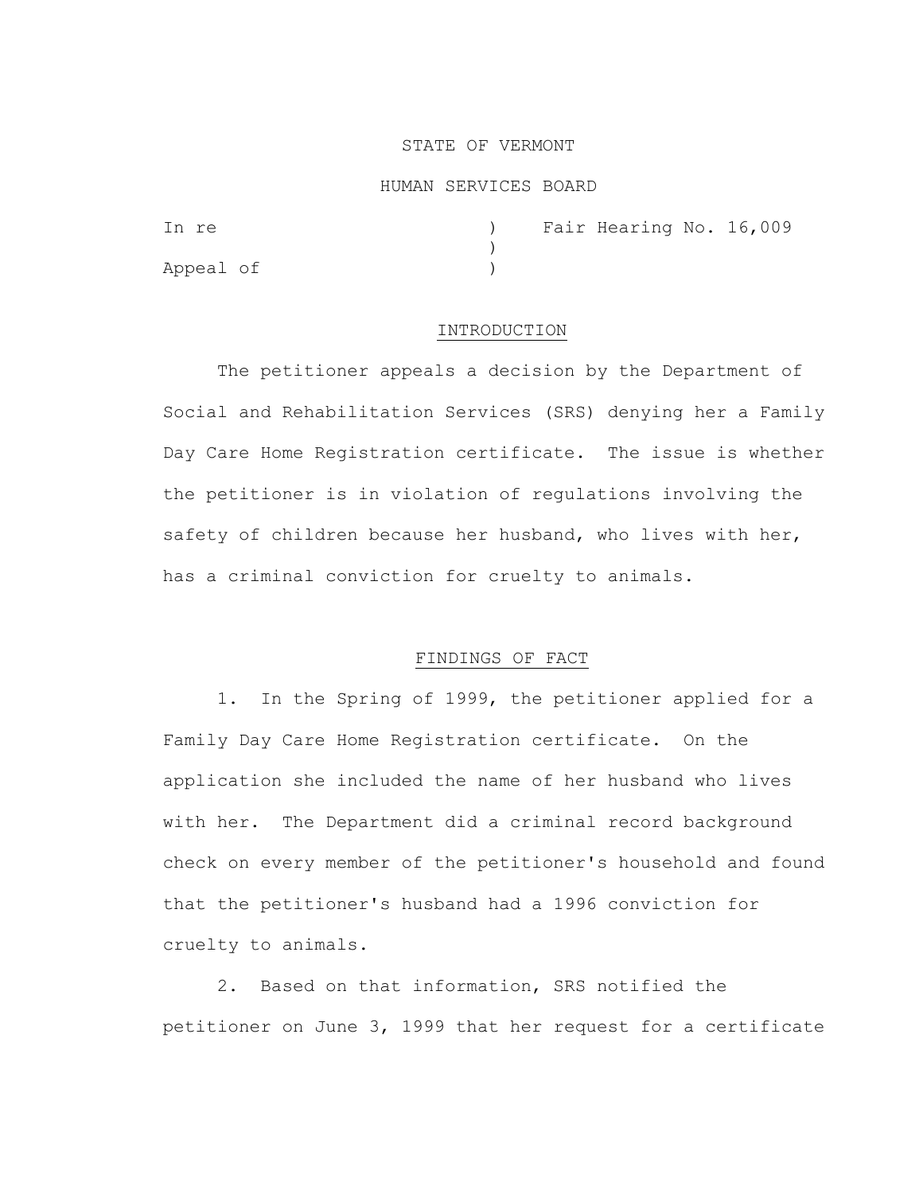STATE OF VERMONT

HUMAN SERVICES BOARD

| | | |
|---|---|---|
| In re | ) | Fair Hearing No. 16,009 |
| | ) | |
| Appeal of | ) | |

## INTRODUCTION

The petitioner appeals a decision by the Department of Social and Rehabilitation Services (SRS) denying her a Family Day Care Home Registration certificate. The issue is whether the petitioner is in violation of regulations involving the safety of children because her husband, who lives with her, has a criminal conviction for cruelty to animals.

## FINDINGS OF FACT

1. In the Spring of 1999, the petitioner applied for a Family Day Care Home Registration certificate. On the application she included the name of her husband who lives with her. The Department did a criminal record background check on every member of the petitioner's household and found that the petitioner's husband had a 1996 conviction for cruelty to animals.

2. Based on that information, SRS notified the petitioner on June 3, 1999 that her request for a certificate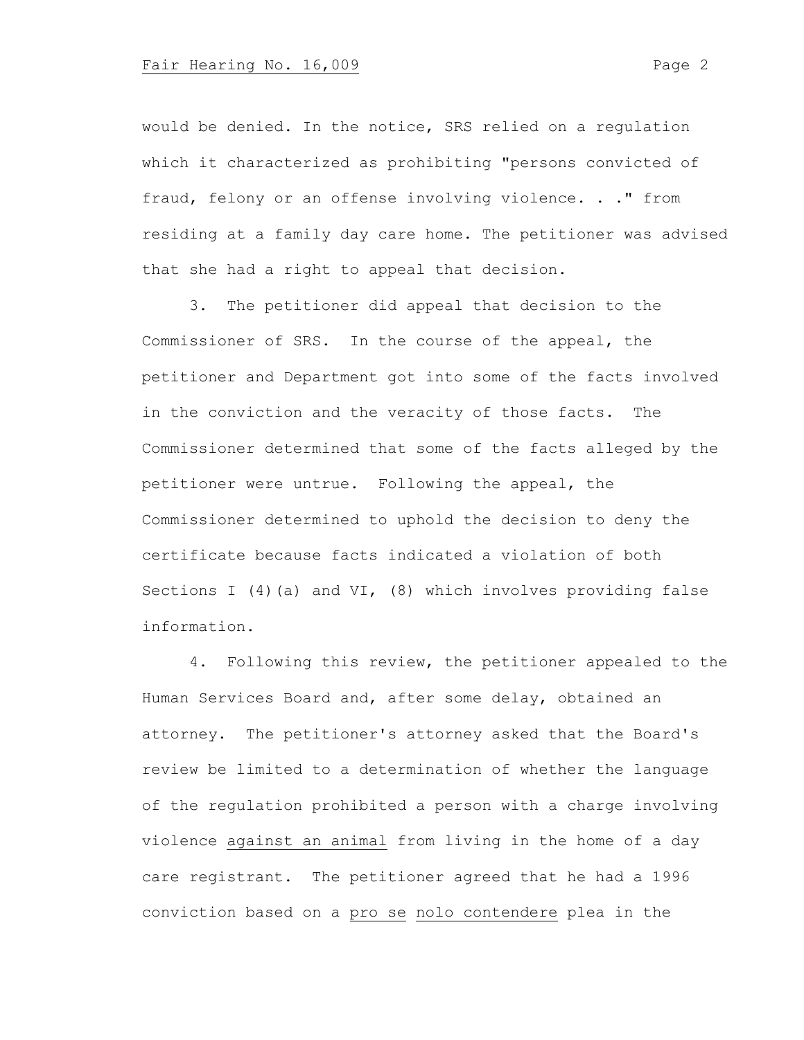would be denied. In the notice, SRS relied on a regulation which it characterized as prohibiting "persons convicted of fraud, felony or an offense involving violence. . ." from residing at a family day care home. The petitioner was advised that she had a right to appeal that decision.

3. The petitioner did appeal that decision to the Commissioner of SRS. In the course of the appeal, the petitioner and Department got into some of the facts involved in the conviction and the veracity of those facts. The Commissioner determined that some of the facts alleged by the petitioner were untrue. Following the appeal, the Commissioner determined to uphold the decision to deny the certificate because facts indicated a violation of both Sections I (4)(a) and VI, (8) which involves providing false information.

4. Following this review, the petitioner appealed to the Human Services Board and, after some delay, obtained an attorney. The petitioner's attorney asked that the Board's review be limited to a determination of whether the language of the regulation prohibited a person with a charge involving violence <u>against an animal</u> from living in the home of a day care registrant. The petitioner agreed that he had a 1996 conviction based on a <u>pro se</u> <u>nolo contendere</u> plea in the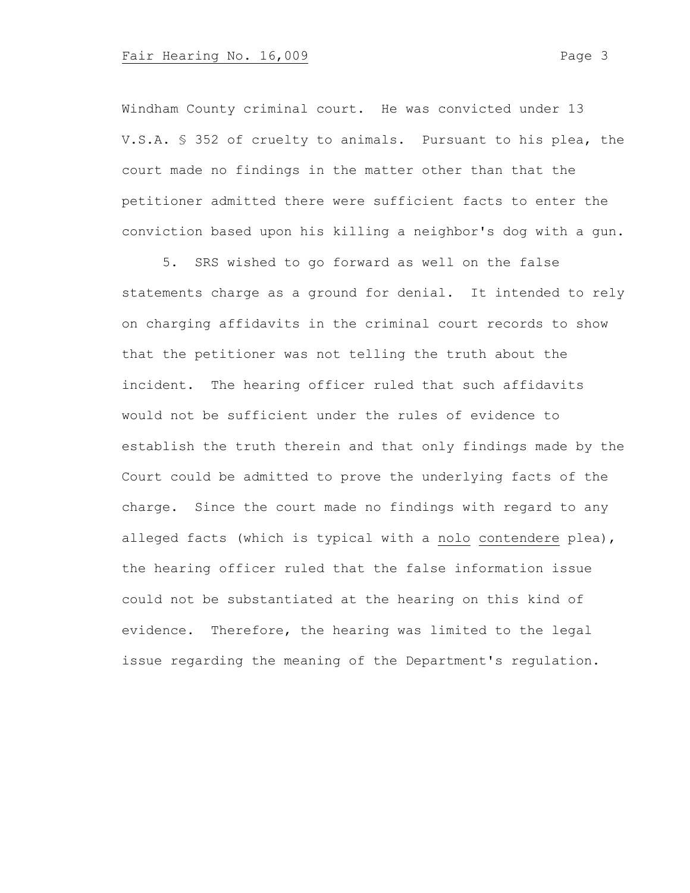Windham County criminal court. He was convicted under 13 V.S.A. § 352 of cruelty to animals. Pursuant to his plea, the court made no findings in the matter other than that the petitioner admitted there were sufficient facts to enter the conviction based upon his killing a neighbor's dog with a gun.

5. SRS wished to go forward as well on the false statements charge as a ground for denial. It intended to rely on charging affidavits in the criminal court records to show that the petitioner was not telling the truth about the incident. The hearing officer ruled that such affidavits would not be sufficient under the rules of evidence to establish the truth therein and that only findings made by the Court could be admitted to prove the underlying facts of the charge. Since the court made no findings with regard to any alleged facts (which is typical with a nolo contendere plea), the hearing officer ruled that the false information issue could not be substantiated at the hearing on this kind of evidence. Therefore, the hearing was limited to the legal issue regarding the meaning of the Department's regulation.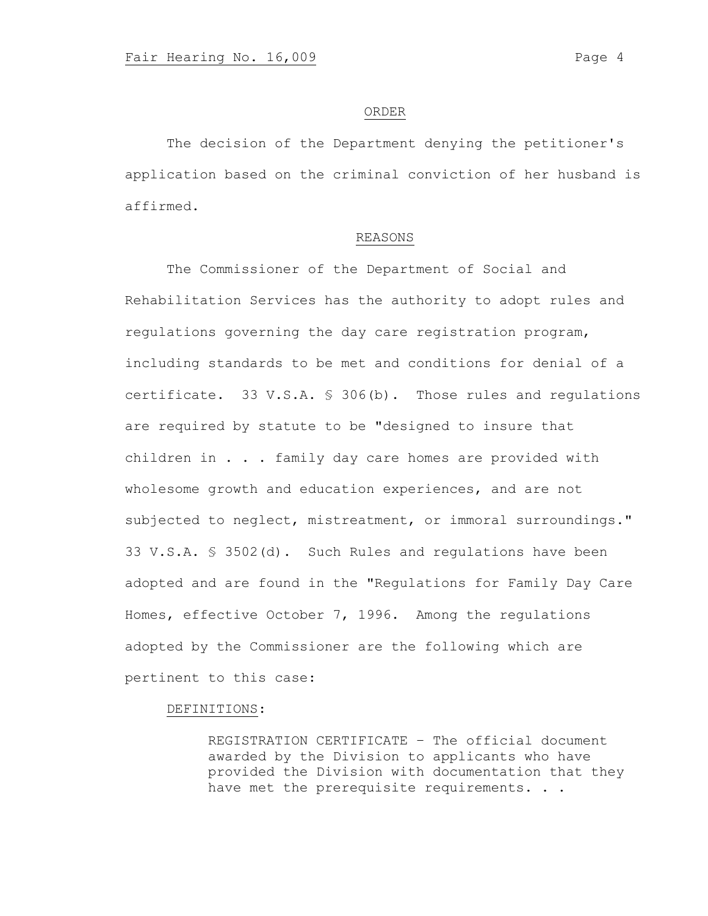## ORDER

The decision of the Department denying the petitioner's application based on the criminal conviction of her husband is affirmed.

## REASONS

The Commissioner of the Department of Social and Rehabilitation Services has the authority to adopt rules and regulations governing the day care registration program, including standards to be met and conditions for denial of a certificate. 33 V.S.A. § 306(b). Those rules and regulations are required by statute to be "designed to insure that children in . . . family day care homes are provided with wholesome growth and education experiences, and are not subjected to neglect, mistreatment, or immoral surroundings." 33 V.S.A. § 3502(d). Such Rules and regulations have been adopted and are found in the "Regulations for Family Day Care Homes, effective October 7, 1996. Among the regulations adopted by the Commissioner are the following which are pertinent to this case:

DEFINITIONS:

> REGISTRATION CERTIFICATE - The official document awarded by the Division to applicants who have provided the Division with documentation that they have met the prerequisite requirements. . .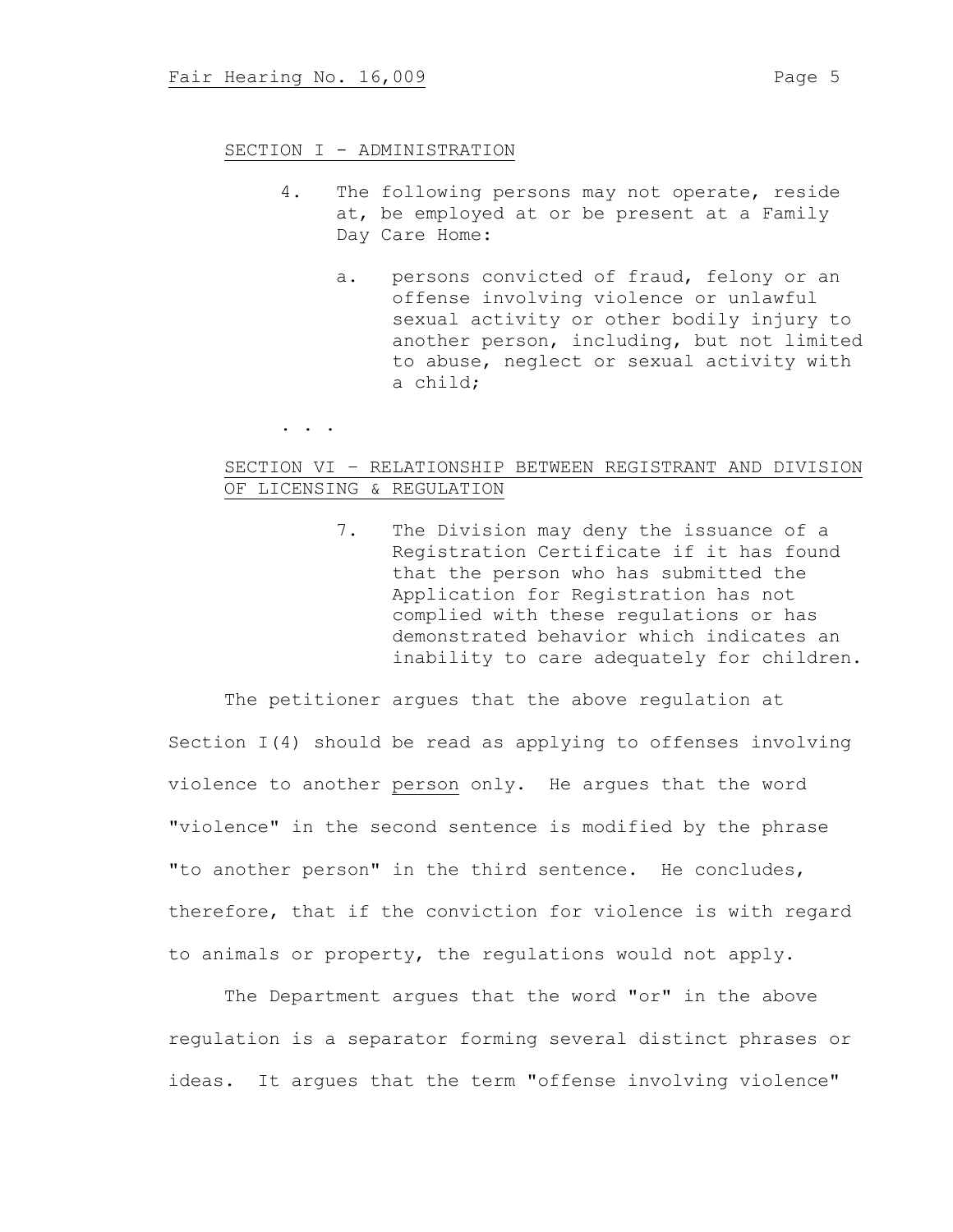SECTION I - ADMINISTRATION

4. The following persons may not operate, reside at, be employed at or be present at a Family Day Care Home:

   a. persons convicted of fraud, felony or an offense involving violence or unlawful sexual activity or other bodily injury to another person, including, but not limited to abuse, neglect or sexual activity with a child;

. . .

SECTION VI – RELATIONSHIP BETWEEN REGISTRANT AND DIVISION OF LICENSING & REGULATION

7. The Division may deny the issuance of a Registration Certificate if it has found that the person who has submitted the Application for Registration has not complied with these regulations or has demonstrated behavior which indicates an inability to care adequately for children.

The petitioner argues that the above regulation at Section I(4) should be read as applying to offenses involving violence to another <u>person</u> only. He argues that the word "violence" in the second sentence is modified by the phrase "to another person" in the third sentence. He concludes, therefore, that if the conviction for violence is with regard to animals or property, the regulations would not apply.

The Department argues that the word "or" in the above regulation is a separator forming several distinct phrases or ideas. It argues that the term "offense involving violence"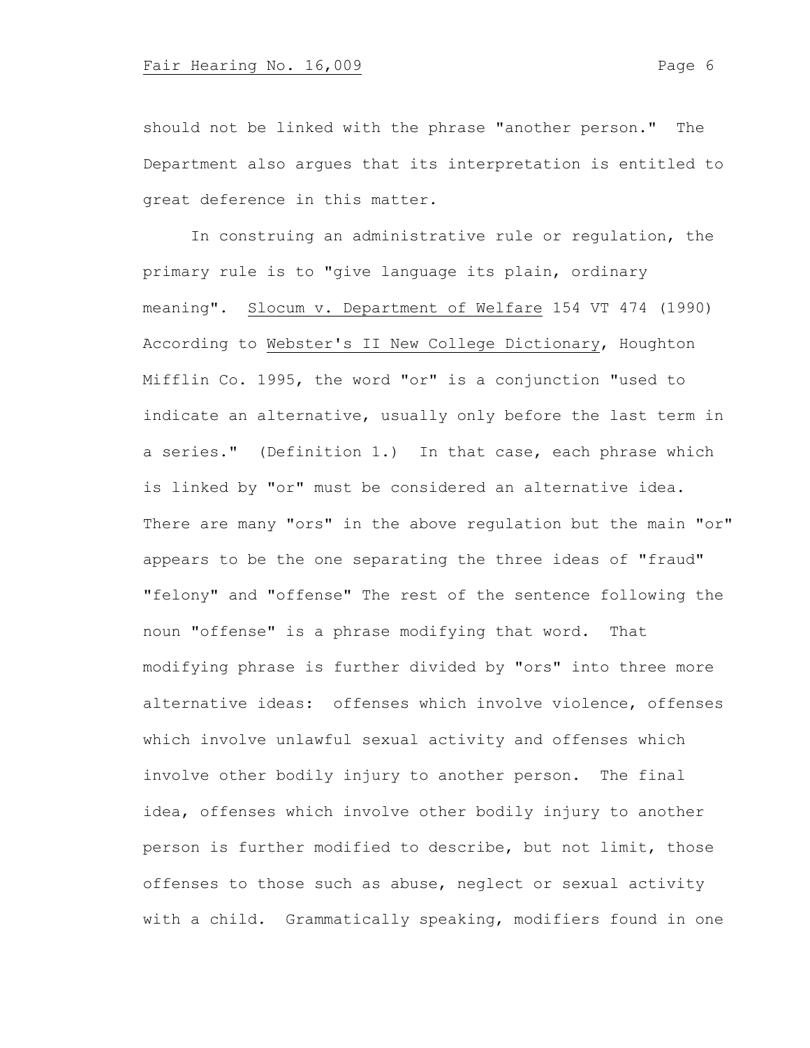should not be linked with the phrase "another person." The Department also argues that its interpretation is entitled to great deference in this matter.

In construing an administrative rule or regulation, the primary rule is to "give language its plain, ordinary meaning". Slocum v. Department of Welfare 154 VT 474 (1990) According to Webster's II New College Dictionary, Houghton Mifflin Co. 1995, the word "or" is a conjunction "used to indicate an alternative, usually only before the last term in a series." (Definition 1.) In that case, each phrase which is linked by "or" must be considered an alternative idea. There are many "ors" in the above regulation but the main "or" appears to be the one separating the three ideas of "fraud" "felony" and "offense" The rest of the sentence following the noun "offense" is a phrase modifying that word. That modifying phrase is further divided by "ors" into three more alternative ideas: offenses which involve violence, offenses which involve unlawful sexual activity and offenses which involve other bodily injury to another person. The final idea, offenses which involve other bodily injury to another person is further modified to describe, but not limit, those offenses to those such as abuse, neglect or sexual activity with a child. Grammatically speaking, modifiers found in one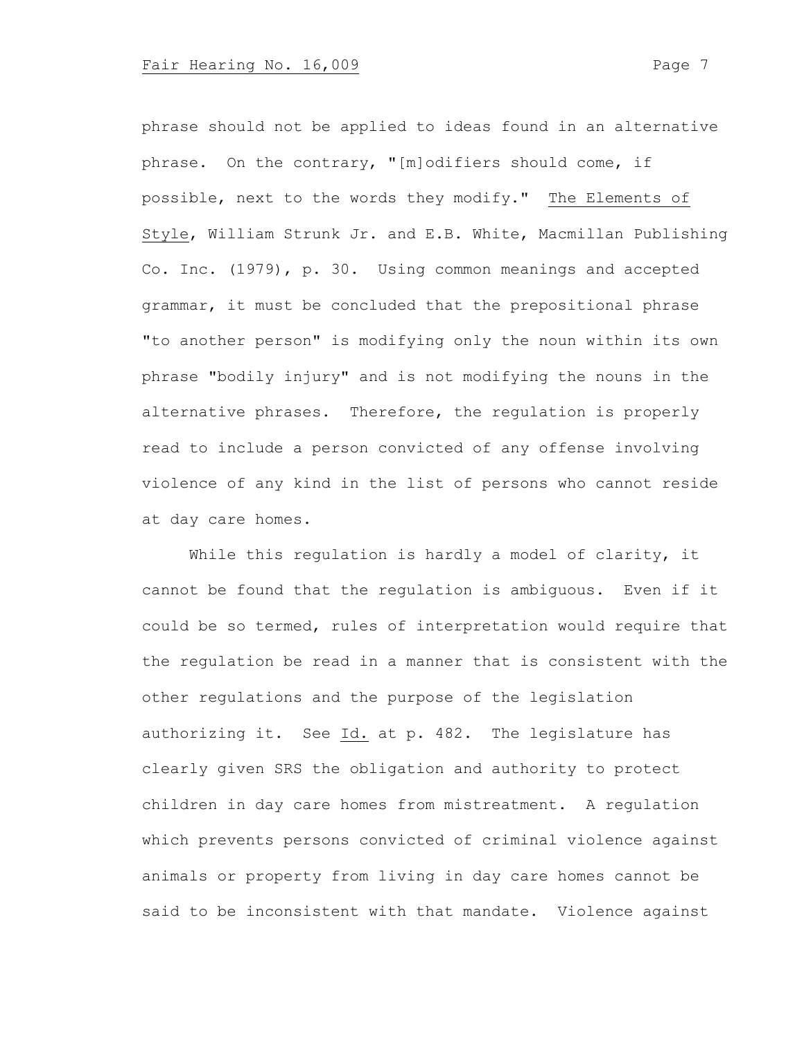phrase should not be applied to ideas found in an alternative phrase. On the contrary, "[m]odifiers should come, if possible, next to the words they modify." The Elements of Style, William Strunk Jr. and E.B. White, Macmillan Publishing Co. Inc. (1979), p. 30. Using common meanings and accepted grammar, it must be concluded that the prepositional phrase "to another person" is modifying only the noun within its own phrase "bodily injury" and is not modifying the nouns in the alternative phrases. Therefore, the regulation is properly read to include a person convicted of any offense involving violence of any kind in the list of persons who cannot reside at day care homes.

While this regulation is hardly a model of clarity, it cannot be found that the regulation is ambiguous. Even if it could be so termed, rules of interpretation would require that the regulation be read in a manner that is consistent with the other regulations and the purpose of the legislation authorizing it. See Id. at p. 482. The legislature has clearly given SRS the obligation and authority to protect children in day care homes from mistreatment. A regulation which prevents persons convicted of criminal violence against animals or property from living in day care homes cannot be said to be inconsistent with that mandate. Violence against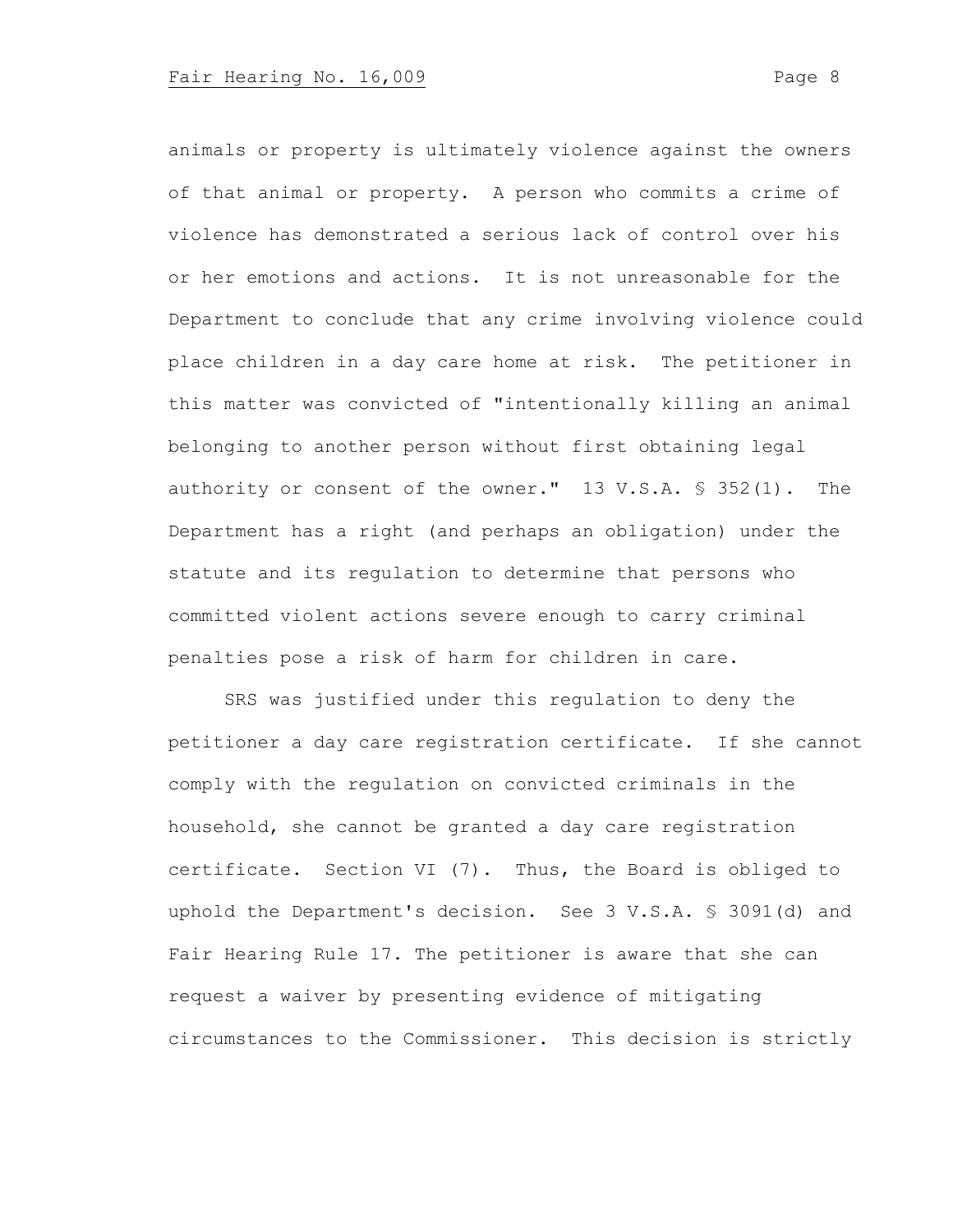animals or property is ultimately violence against the owners of that animal or property. A person who commits a crime of violence has demonstrated a serious lack of control over his or her emotions and actions. It is not unreasonable for the Department to conclude that any crime involving violence could place children in a day care home at risk. The petitioner in this matter was convicted of "intentionally killing an animal belonging to another person without first obtaining legal authority or consent of the owner." 13 V.S.A. § 352(1). The Department has a right (and perhaps an obligation) under the statute and its regulation to determine that persons who committed violent actions severe enough to carry criminal penalties pose a risk of harm for children in care.

SRS was justified under this regulation to deny the petitioner a day care registration certificate. If she cannot comply with the regulation on convicted criminals in the household, she cannot be granted a day care registration certificate. Section VI (7). Thus, the Board is obliged to uphold the Department's decision. See 3 V.S.A. § 3091(d) and Fair Hearing Rule 17. The petitioner is aware that she can request a waiver by presenting evidence of mitigating circumstances to the Commissioner. This decision is strictly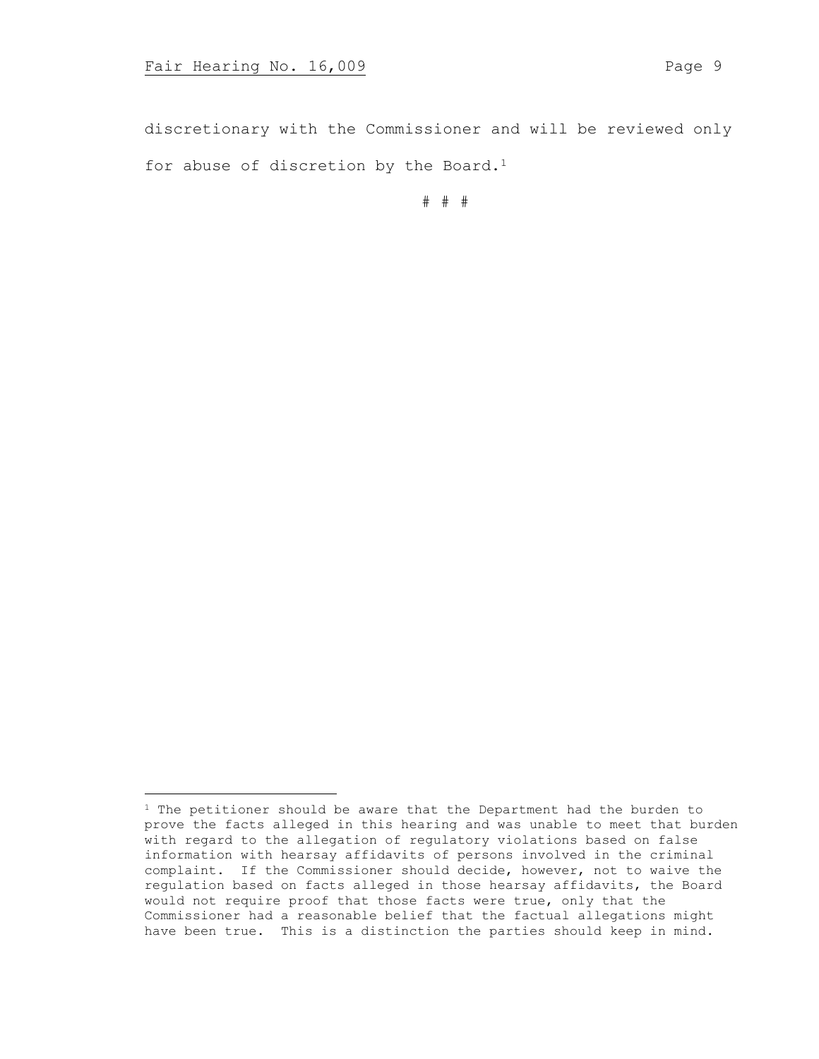discretionary with the Commissioner and will be reviewed only for abuse of discretion by the Board.[1]

# # #

[1] The petitioner should be aware that the Department had the burden to prove the facts alleged in this hearing and was unable to meet that burden with regard to the allegation of regulatory violations based on false information with hearsay affidavits of persons involved in the criminal complaint. If the Commissioner should decide, however, not to waive the regulation based on facts alleged in those hearsay affidavits, the Board would not require proof that those facts were true, only that the Commissioner had a reasonable belief that the factual allegations might have been true. This is a distinction the parties should keep in mind.